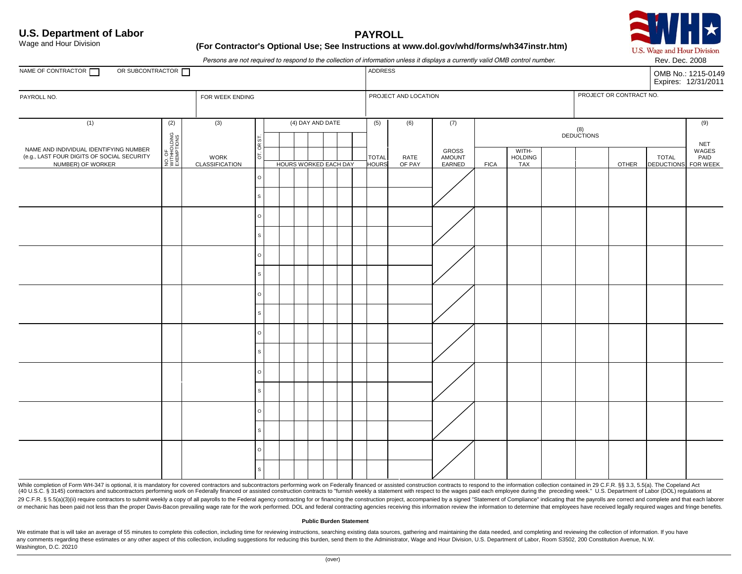**U.S. Department of Labor**
Wage and Hour Division

# PAYROLL

**(For Contractor's Optional Use; See Instructions at www.dol.gov/whd/forms/wh347instr.htm)**

U.S. Wage and Hour Division

*Persons are not required to respond to the collection of information unless it displays a currently valid OMB control number.*

Rev. Dec. 2008

| NAME OF CONTRACTOR ☐ OR SUBCONTRACTOR ☐ | ADDRESS | OMB No.: 1215-0149 Expires: 12/31/2011 |
|---|---|---|
| | | |

| PAYROLL NO. | FOR WEEK ENDING | PROJECT AND LOCATION | PROJECT OR CONTRACT NO. |
|---|---|---|---|
| | | | |

| (1) NAME AND INDIVIDUAL IDENTIFYING NUMBER (e.g., LAST FOUR DIGITS OF SOCIAL SECURITY NUMBER) OF WORKER | (2) NO. OF WITHHOLDING EXEMPTIONS | (3) WORK CLASSIFICATION | OT. OR ST. | (4) DAY AND DATE / HOURS WORKED EACH DAY | | | | | | | (5) TOTAL HOURS | (6) RATE OF PAY | (7) GROSS AMOUNT EARNED | (8) DEDUCTIONS FICA | WITH-HOLDING TAX | | | OTHER | TOTAL DEDUCTIONS | (9) NET WAGES PAID FOR WEEK |
|---|---|---|---|---|---|---|---|---|---|---|---|---|---|---|---|---|---|---|---|---|
| | | | O | | | | | | | | | | | | | | | | | |
| | | | S | | | | | | | | | | | | | | | | | |
| | | | O | | | | | | | | | | | | | | | | | |
| | | | S | | | | | | | | | | | | | | | | | |
| | | | O | | | | | | | | | | | | | | | | | |
| | | | S | | | | | | | | | | | | | | | | | |
| | | | O | | | | | | | | | | | | | | | | | |
| | | | S | | | | | | | | | | | | | | | | | |
| | | | O | | | | | | | | | | | | | | | | | |
| | | | S | | | | | | | | | | | | | | | | | |
| | | | O | | | | | | | | | | | | | | | | | |
| | | | S | | | | | | | | | | | | | | | | | |
| | | | O | | | | | | | | | | | | | | | | | |
| | | | S | | | | | | | | | | | | | | | | | |
| | | | O | | | | | | | | | | | | | | | | | |
| | | | S | | | | | | | | | | | | | | | | | |

While completion of Form WH-347 is optional, it is mandatory for covered contractors and subcontractors performing work on Federally financed or assisted construction contracts to respond to the information collection contained in 29 C.F.R. §§ 3.3, 5.5(a). The Copeland Act (40 U.S.C. § 3145) contractors and subcontractors performing work on Federally financed or assisted construction contracts to "furnish weekly a statement with respect to the wages paid each employee during the preceding week." U.S. Department of Labor (DOL) regulations at 29 C.F.R. § 5.5(a)(3)(ii) require contractors to submit weekly a copy of all payrolls to the Federal agency contracting for or financing the construction project, accompanied by a signed "Statement of Compliance" indicating that the payrolls are correct and complete and that each laborer or mechanic has been paid not less than the proper Davis-Bacon prevailing wage rate for the work performed. DOL and federal contracting agencies receiving this information review the information to determine that employees have received legally required wages and fringe benefits.

**Public Burden Statement**

We estimate that is will take an average of 55 minutes to complete this collection, including time for reviewing instructions, searching existing data sources, gathering and maintaining the data needed, and completing and reviewing the collection of information. If you have any comments regarding these estimates or any other aspect of this collection, including suggestions for reducing this burden, send them to the Administrator, Wage and Hour Division, U.S. Department of Labor, Room S3502, 200 Constitution Avenue, N.W. Washington, D.C. 20210

(over)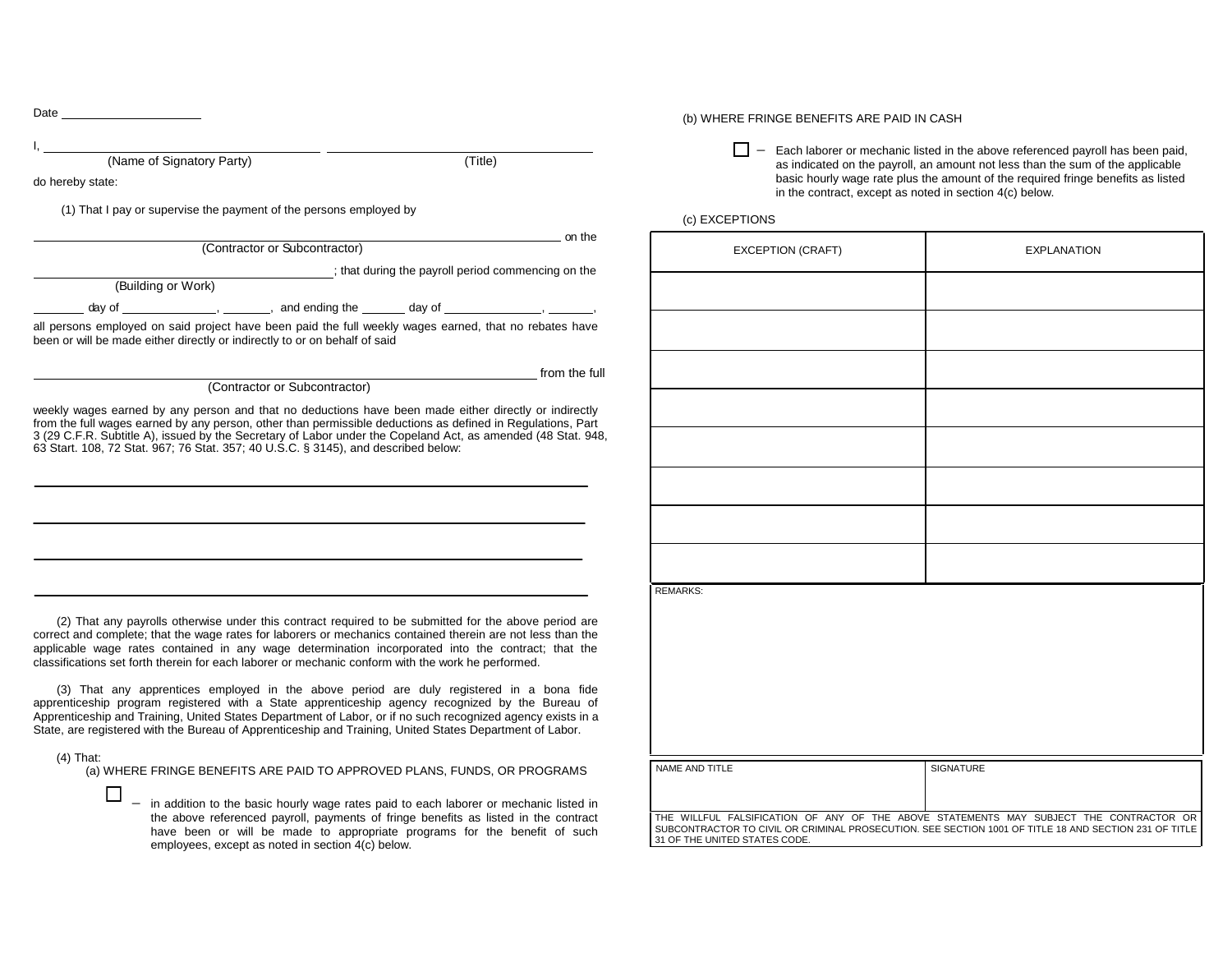Date ____________________

I, ____________________________________ ____________________________________
(Name of Signatory Party) (Title)

do hereby state:

(1) That I pay or supervise the payment of the persons employed by

______________________________________________________________________ on the
(Contractor or Subcontractor)

________________________________________; that during the payroll period commencing on the
(Building or Work)

_______ day of _____________, _______, and ending the ______ day of _____________, _______,

all persons employed on said project have been paid the full weekly wages earned, that no rebates have been or will be made either directly or indirectly to or on behalf of said

______________________________________________________________________ from the full
(Contractor or Subcontractor)

weekly wages earned by any person and that no deductions have been made either directly or indirectly from the full wages earned by any person, other than permissible deductions as defined in Regulations, Part 3 (29 C.F.R. Subtitle A), issued by the Secretary of Labor under the Copeland Act, as amended (48 Stat. 948, 63 Start. 108, 72 Stat. 967; 76 Stat. 357; 40 U.S.C. § 3145), and described below:

______________________________________________________________________

______________________________________________________________________

______________________________________________________________________

______________________________________________________________________

(2) That any payrolls otherwise under this contract required to be submitted for the above period are correct and complete; that the wage rates for laborers or mechanics contained therein are not less than the applicable wage rates contained in any wage determination incorporated into the contract; that the classifications set forth therein for each laborer or mechanic conform with the work he performed.

(3) That any apprentices employed in the above period are duly registered in a bona fide apprenticeship program registered with a State apprenticeship agency recognized by the Bureau of Apprenticeship and Training, United States Department of Labor, or if no such recognized agency exists in a State, are registered with the Bureau of Apprenticeship and Training, United States Department of Labor.

(4) That:

(a) WHERE FRINGE BENEFITS ARE PAID TO APPROVED PLANS, FUNDS, OR PROGRAMS

☐ – in addition to the basic hourly wage rates paid to each laborer or mechanic listed in the above referenced payroll, payments of fringe benefits as listed in the contract have been or will be made to appropriate programs for the benefit of such employees, except as noted in section 4(c) below.

(b) WHERE FRINGE BENEFITS ARE PAID IN CASH

☐ – Each laborer or mechanic listed in the above referenced payroll has been paid, as indicated on the payroll, an amount not less than the sum of the applicable basic hourly wage rate plus the amount of the required fringe benefits as listed in the contract, except as noted in section 4(c) below.

(c) EXCEPTIONS

| EXCEPTION (CRAFT) | EXPLANATION |
| --- | --- |
| | |
| | |
| | |
| | |
| | |
| | |
| | |
| | |

REMARKS:

| NAME AND TITLE | SIGNATURE |
| --- | --- |
| | |

THE WILLFUL FALSIFICATION OF ANY OF THE ABOVE STATEMENTS MAY SUBJECT THE CONTRACTOR OR SUBCONTRACTOR TO CIVIL OR CRIMINAL PROSECUTION. SEE SECTION 1001 OF TITLE 18 AND SECTION 231 OF TITLE 31 OF THE UNITED STATES CODE.